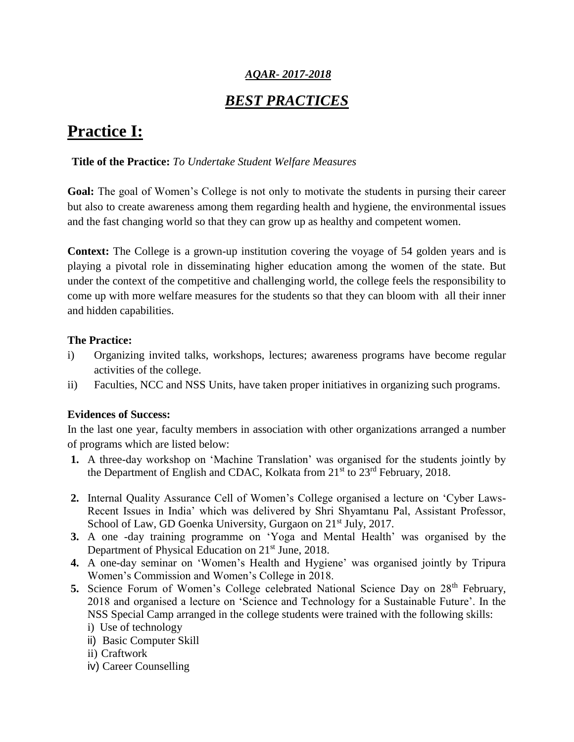***AQAR- 2017-2018***

# ***BEST PRACTICES***

# Practice I:

**Title of the Practice:** *To Undertake Student Welfare Measures*

**Goal:** The goal of Women's College is not only to motivate the students in pursing their career but also to create awareness among them regarding health and hygiene, the environmental issues and the fast changing world so that they can grow up as healthy and competent women.

**Context:** The College is a grown-up institution covering the voyage of 54 golden years and is playing a pivotal role in disseminating higher education among the women of the state. But under the context of the competitive and challenging world, the college feels the responsibility to come up with more welfare measures for the students so that they can bloom with all their inner and hidden capabilities.

**The Practice:**

i) Organizing invited talks, workshops, lectures; awareness programs have become regular activities of the college.

ii) Faculties, NCC and NSS Units, have taken proper initiatives in organizing such programs.

**Evidences of Success:**

In the last one year, faculty members in association with other organizations arranged a number of programs which are listed below:

1. A three-day workshop on 'Machine Translation' was organised for the students jointly by the Department of English and CDAC, Kolkata from 21st to 23rd February, 2018.
2. Internal Quality Assurance Cell of Women's College organised a lecture on 'Cyber Laws-Recent Issues in India' which was delivered by Shri Shyamtanu Pal, Assistant Professor, School of Law, GD Goenka University, Gurgaon on 21st July, 2017.
3. A one -day training programme on 'Yoga and Mental Health' was organised by the Department of Physical Education on 21st June, 2018.
4. A one-day seminar on 'Women's Health and Hygiene' was organised jointly by Tripura Women's Commission and Women's College in 2018.
5. Science Forum of Women's College celebrated National Science Day on 28th February, 2018 and organised a lecture on 'Science and Technology for a Sustainable Future'. In the NSS Special Camp arranged in the college students were trained with the following skills:
   i) Use of technology
   ii) Basic Computer Skill
   ii) Craftwork
   iv) Career Counselling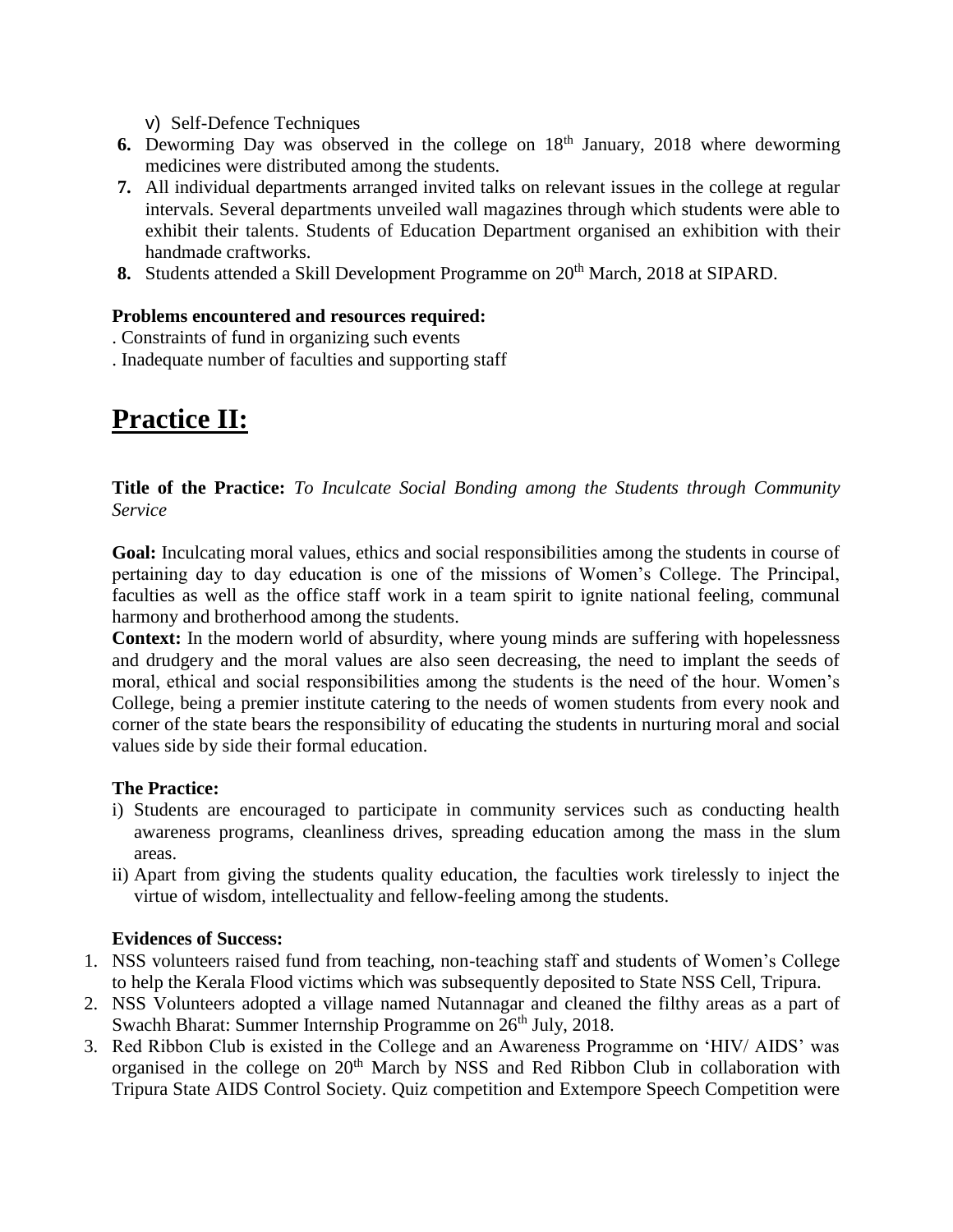v) Self-Defence Techniques

6. Deworming Day was observed in the college on 18th January, 2018 where deworming medicines were distributed among the students.
7. All individual departments arranged invited talks on relevant issues in the college at regular intervals. Several departments unveiled wall magazines through which students were able to exhibit their talents. Students of Education Department organised an exhibition with their handmade craftworks.
8. Students attended a Skill Development Programme on 20th March, 2018 at SIPARD.

**Problems encountered and resources required:**

. Constraints of fund in organizing such events

. Inadequate number of faculties and supporting staff

# Practice II:

**Title of the Practice:** *To Inculcate Social Bonding among the Students through Community Service*

**Goal:** Inculcating moral values, ethics and social responsibilities among the students in course of pertaining day to day education is one of the missions of Women's College. The Principal, faculties as well as the office staff work in a team spirit to ignite national feeling, communal harmony and brotherhood among the students.

**Context:** In the modern world of absurdity, where young minds are suffering with hopelessness and drudgery and the moral values are also seen decreasing, the need to implant the seeds of moral, ethical and social responsibilities among the students is the need of the hour. Women's College, being a premier institute catering to the needs of women students from every nook and corner of the state bears the responsibility of educating the students in nurturing moral and social values side by side their formal education.

**The Practice:**

i) Students are encouraged to participate in community services such as conducting health awareness programs, cleanliness drives, spreading education among the mass in the slum areas.

ii) Apart from giving the students quality education, the faculties work tirelessly to inject the virtue of wisdom, intellectuality and fellow-feeling among the students.

**Evidences of Success:**

1. NSS volunteers raised fund from teaching, non-teaching staff and students of Women's College to help the Kerala Flood victims which was subsequently deposited to State NSS Cell, Tripura.
2. NSS Volunteers adopted a village named Nutannagar and cleaned the filthy areas as a part of Swachh Bharat: Summer Internship Programme on 26th July, 2018.
3. Red Ribbon Club is existed in the College and an Awareness Programme on 'HIV/ AIDS' was organised in the college on 20th March by NSS and Red Ribbon Club in collaboration with Tripura State AIDS Control Society. Quiz competition and Extempore Speech Competition were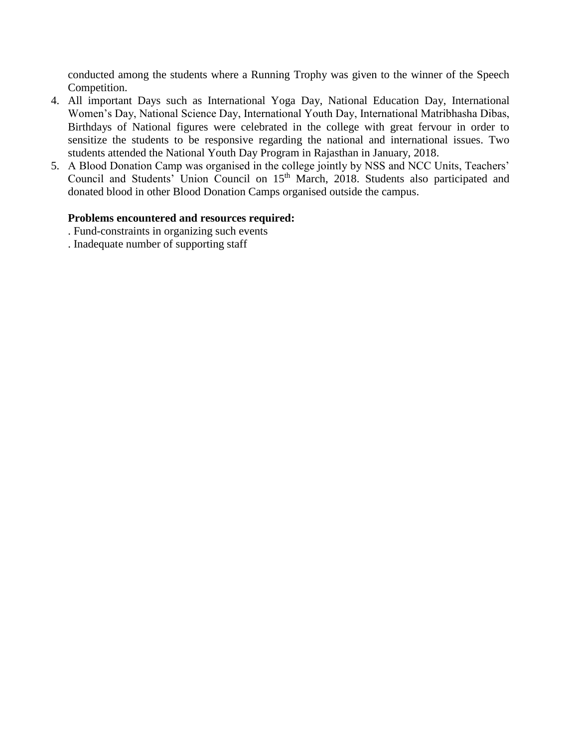conducted among the students where a Running Trophy was given to the winner of the Speech Competition.

4. All important Days such as International Yoga Day, National Education Day, International Women's Day, National Science Day, International Youth Day, International Matribhasha Dibas, Birthdays of National figures were celebrated in the college with great fervour in order to sensitize the students to be responsive regarding the national and international issues. Two students attended the National Youth Day Program in Rajasthan in January, 2018.
5. A Blood Donation Camp was organised in the college jointly by NSS and NCC Units, Teachers' Council and Students' Union Council on 15th March, 2018. Students also participated and donated blood in other Blood Donation Camps organised outside the campus.

**Problems encountered and resources required:**

. Fund-constraints in organizing such events

. Inadequate number of supporting staff